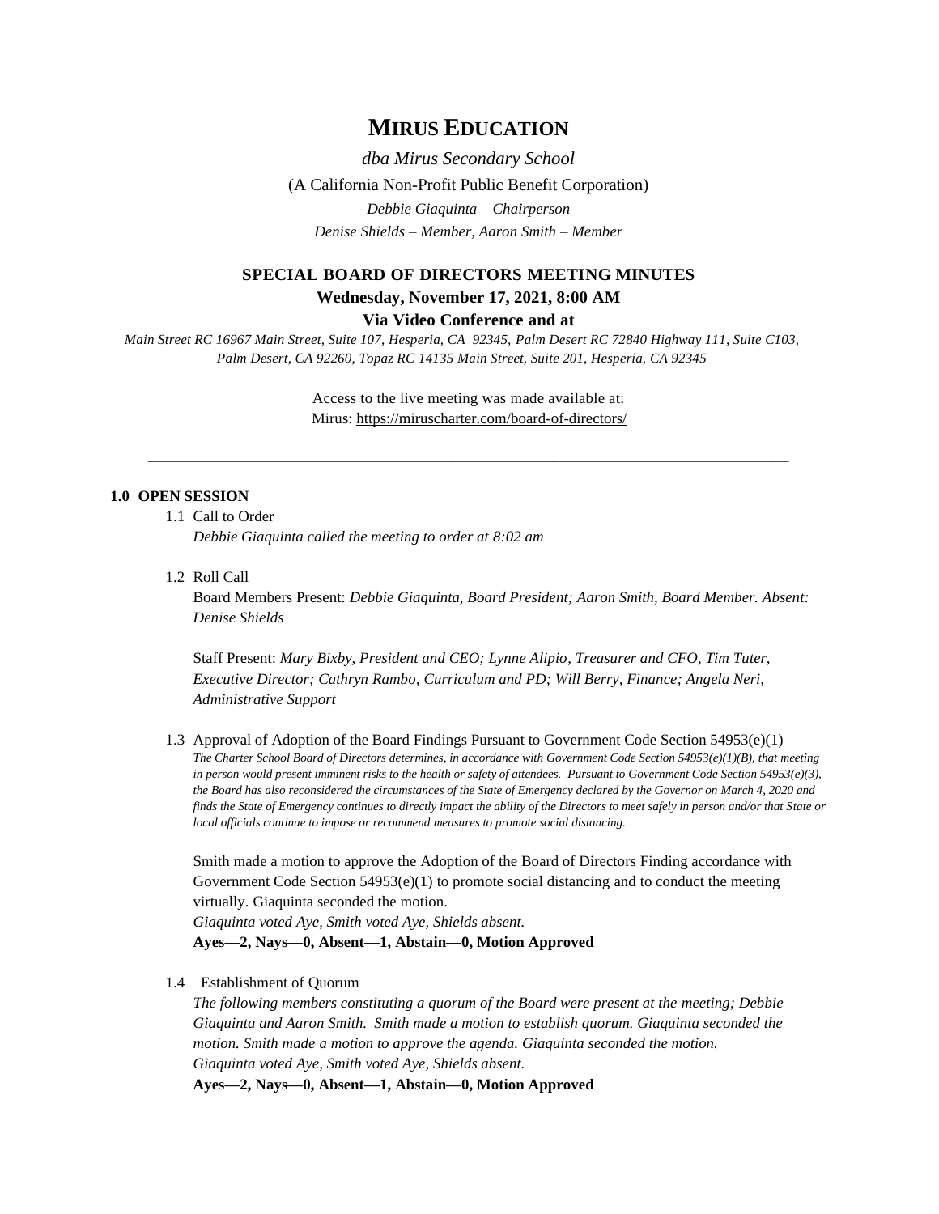# MIRUS EDUCATION

*dba Mirus Secondary School*

(A California Non-Profit Public Benefit Corporation)

*Debbie Giaquinta – Chairperson*

*Denise Shields – Member, Aaron Smith – Member*

## SPECIAL BOARD OF DIRECTORS MEETING MINUTES

**Wednesday, November 17, 2021, 8:00 AM**

**Via Video Conference and at**

*Main Street RC 16967 Main Street, Suite 107, Hesperia, CA 92345, Palm Desert RC 72840 Highway 111, Suite C103, Palm Desert, CA 92260, Topaz RC 14135 Main Street, Suite 201, Hesperia, CA 92345*

Access to the live meeting was made available at:
Mirus: https://miruscharter.com/board-of-directors/

---

**1.0 OPEN SESSION**

1.1 Call to Order
*Debbie Giaquinta called the meeting to order at 8:02 am*

1.2 Roll Call
Board Members Present: *Debbie Giaquinta, Board President; Aaron Smith, Board Member. Absent: Denise Shields*

Staff Present: *Mary Bixby, President and CEO; Lynne Alipio, Treasurer and CFO, Tim Tuter, Executive Director; Cathryn Rambo, Curriculum and PD; Will Berry, Finance; Angela Neri, Administrative Support*

1.3 Approval of Adoption of the Board Findings Pursuant to Government Code Section 54953(e)(1)
*The Charter School Board of Directors determines, in accordance with Government Code Section 54953(e)(1)(B), that meeting in person would present imminent risks to the health or safety of attendees. Pursuant to Government Code Section 54953(e)(3), the Board has also reconsidered the circumstances of the State of Emergency declared by the Governor on March 4, 2020 and finds the State of Emergency continues to directly impact the ability of the Directors to meet safely in person and/or that State or local officials continue to impose or recommend measures to promote social distancing.*

Smith made a motion to approve the Adoption of the Board of Directors Finding accordance with Government Code Section 54953(e)(1) to promote social distancing and to conduct the meeting virtually. Giaquinta seconded the motion.
*Giaquinta voted Aye, Smith voted Aye, Shields absent.*
**Ayes—2, Nays—0, Absent—1, Abstain—0, Motion Approved**

1.4 Establishment of Quorum
*The following members constituting a quorum of the Board were present at the meeting; Debbie Giaquinta and Aaron Smith. Smith made a motion to establish quorum. Giaquinta seconded the motion. Smith made a motion to approve the agenda. Giaquinta seconded the motion.*
*Giaquinta voted Aye, Smith voted Aye, Shields absent.*
**Ayes—2, Nays—0, Absent—1, Abstain—0, Motion Approved**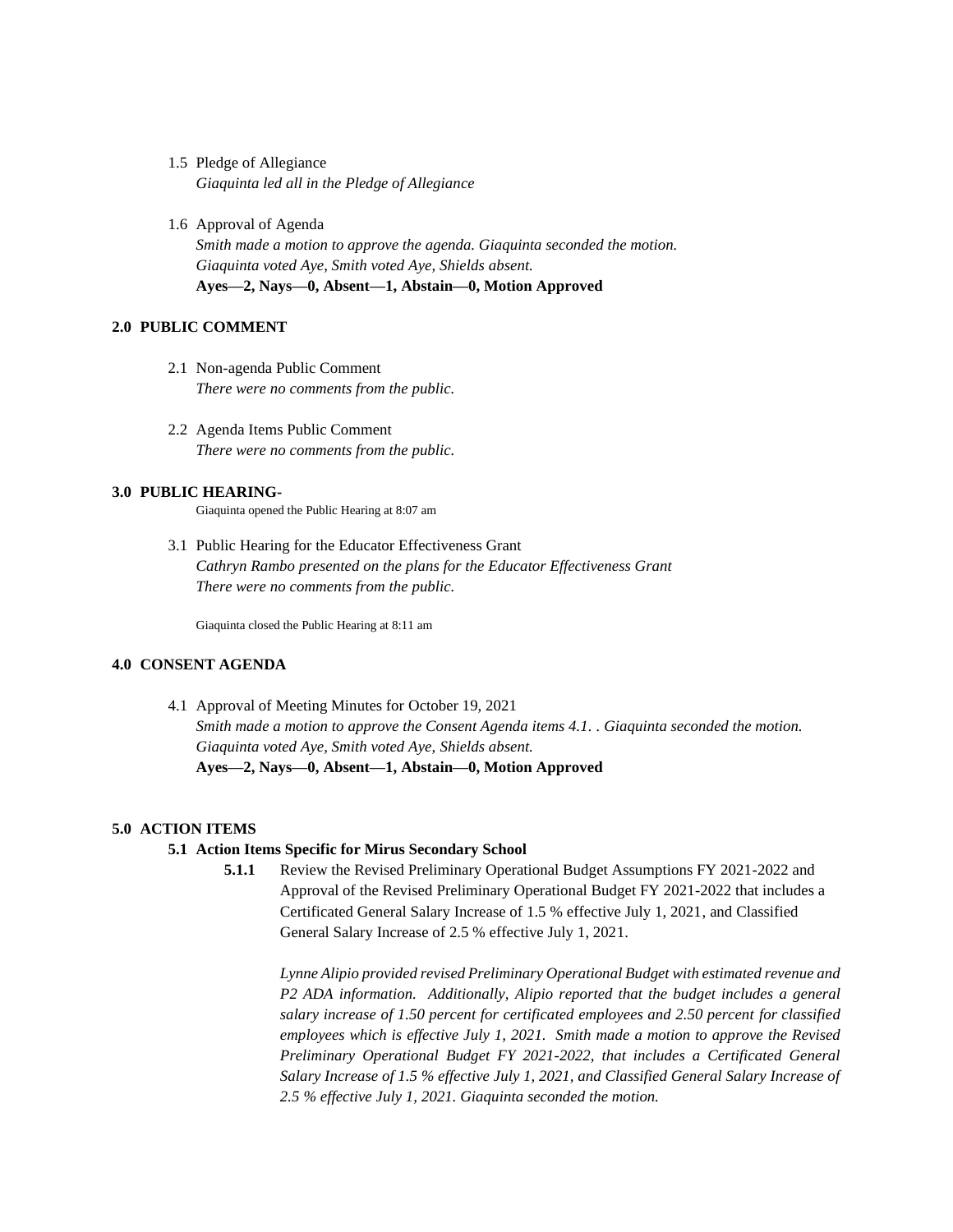1.5 Pledge of Allegiance
*Giaquinta led all in the Pledge of Allegiance*

1.6 Approval of Agenda
*Smith made a motion to approve the agenda. Giaquinta seconded the motion.*
*Giaquinta voted Aye, Smith voted Aye, Shields absent.*
**Ayes—2, Nays—0, Absent—1, Abstain—0, Motion Approved**

## 2.0 PUBLIC COMMENT

2.1 Non-agenda Public Comment
*There were no comments from the public.*

2.2 Agenda Items Public Comment
*There were no comments from the public.*

## 3.0 PUBLIC HEARING-

Giaquinta opened the Public Hearing at 8:07 am

3.1 Public Hearing for the Educator Effectiveness Grant
*Cathryn Rambo presented on the plans for the Educator Effectiveness Grant*
*There were no comments from the public.*

Giaquinta closed the Public Hearing at 8:11 am

## 4.0 CONSENT AGENDA

4.1 Approval of Meeting Minutes for October 19, 2021
*Smith made a motion to approve the Consent Agenda items 4.1. . Giaquinta seconded the motion.*
*Giaquinta voted Aye, Smith voted Aye, Shields absent.*
**Ayes—2, Nays—0, Absent—1, Abstain—0, Motion Approved**

## 5.0 ACTION ITEMS

### 5.1 Action Items Specific for Mirus Secondary School

**5.1.1** Review the Revised Preliminary Operational Budget Assumptions FY 2021-2022 and Approval of the Revised Preliminary Operational Budget FY 2021-2022 that includes a Certificated General Salary Increase of 1.5 % effective July 1, 2021, and Classified General Salary Increase of 2.5 % effective July 1, 2021.

*Lynne Alipio provided revised Preliminary Operational Budget with estimated revenue and P2 ADA information. Additionally, Alipio reported that the budget includes a general salary increase of 1.50 percent for certificated employees and 2.50 percent for classified employees which is effective July 1, 2021. Smith made a motion to approve the Revised Preliminary Operational Budget FY 2021-2022, that includes a Certificated General Salary Increase of 1.5 % effective July 1, 2021, and Classified General Salary Increase of 2.5 % effective July 1, 2021. Giaquinta seconded the motion.*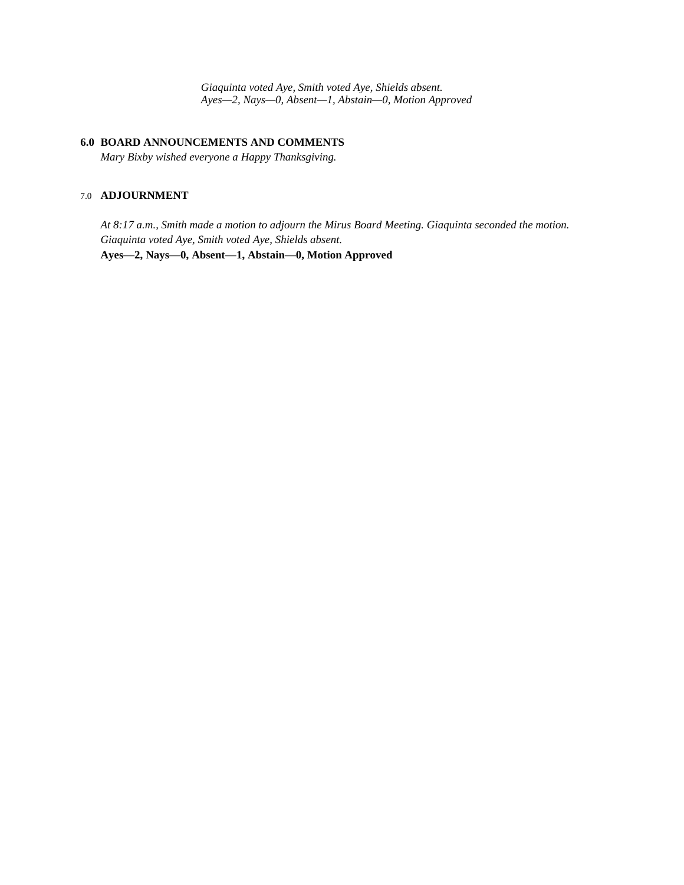*Giaquinta voted Aye, Smith voted Aye, Shields absent.*
*Ayes—2, Nays—0, Absent—1, Abstain—0, Motion Approved*

## 6.0 BOARD ANNOUNCEMENTS AND COMMENTS

*Mary Bixby wished everyone a Happy Thanksgiving.*

## 7.0 ADJOURNMENT

*At 8:17 a.m., Smith made a motion to adjourn the Mirus Board Meeting. Giaquinta seconded the motion.*
*Giaquinta voted Aye, Smith voted Aye, Shields absent.*
**Ayes—2, Nays—0, Absent—1, Abstain—0, Motion Approved**